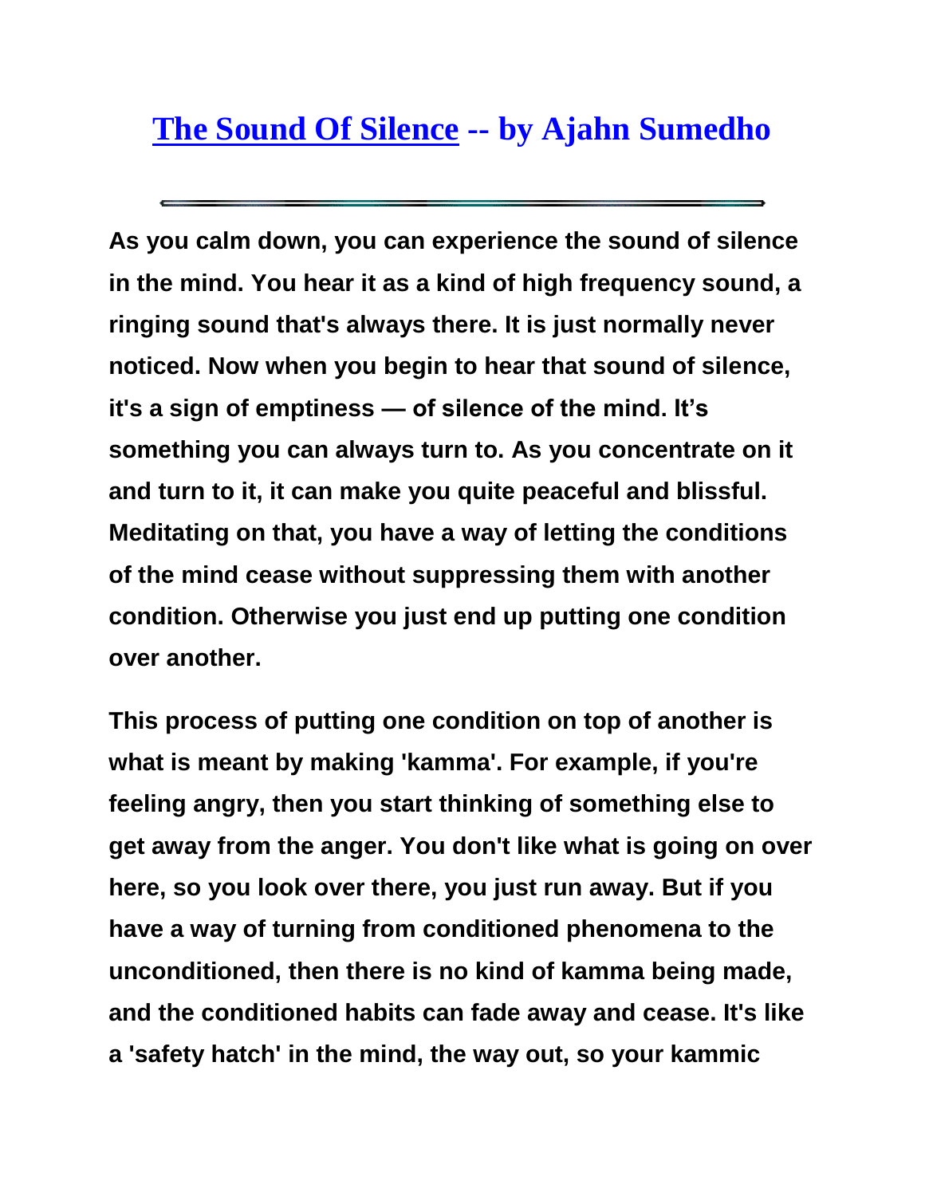# The Sound Of Silence -- by Ajahn Sumedho

**As you calm down, you can experience the sound of silence in the mind. You hear it as a kind of high frequency sound, a ringing sound that's always there. It is just normally never noticed. Now when you begin to hear that sound of silence, it's a sign of emptiness — of silence of the mind. It's something you can always turn to. As you concentrate on it and turn to it, it can make you quite peaceful and blissful. Meditating on that, you have a way of letting the conditions of the mind cease without suppressing them with another condition. Otherwise you just end up putting one condition over another.**

**This process of putting one condition on top of another is what is meant by making 'kamma'. For example, if you're feeling angry, then you start thinking of something else to get away from the anger. You don't like what is going on over here, so you look over there, you just run away. But if you have a way of turning from conditioned phenomena to the unconditioned, then there is no kind of kamma being made, and the conditioned habits can fade away and cease. It's like a 'safety hatch' in the mind, the way out, so your kammic**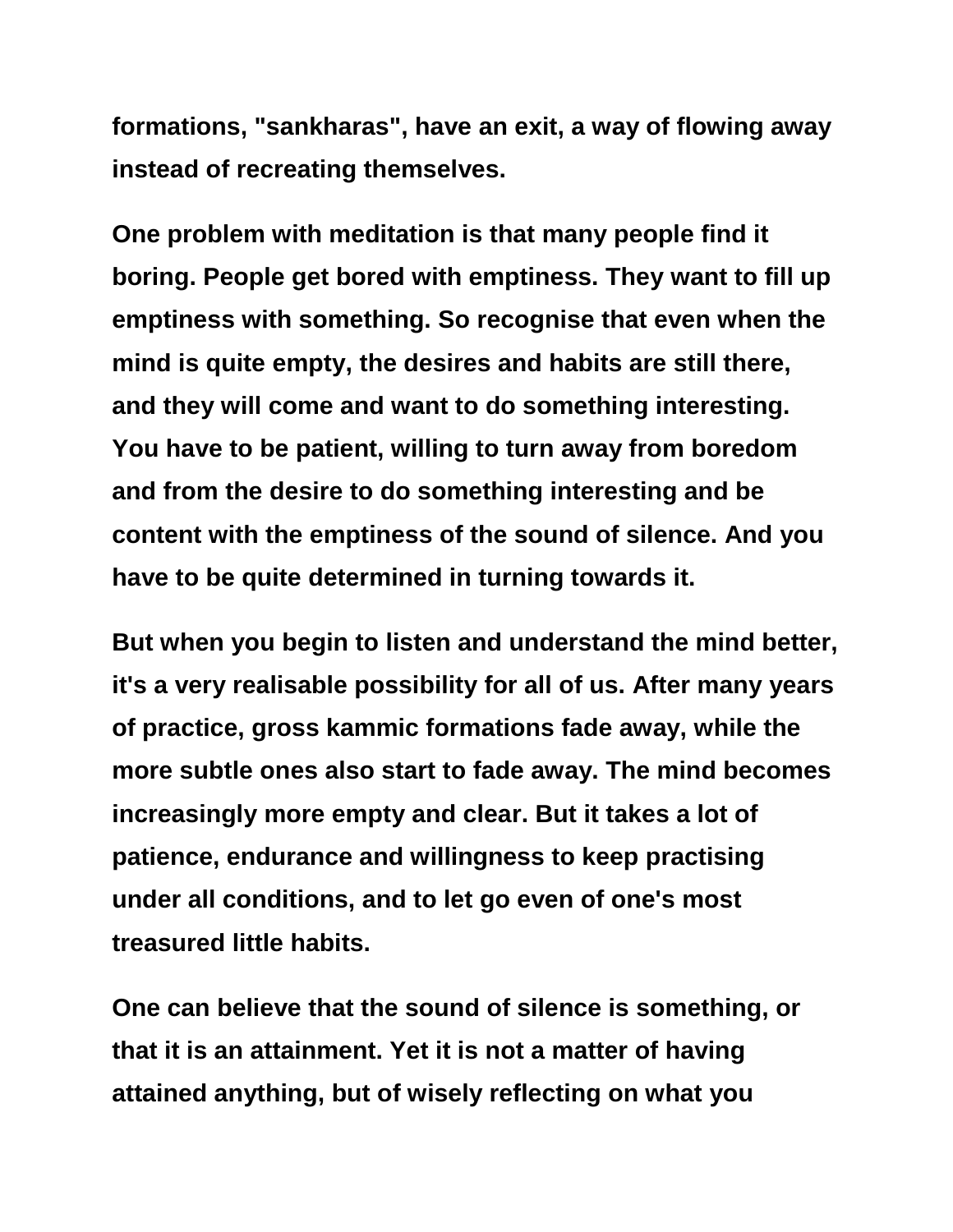formations, "sankharas", have an exit, a way of flowing away instead of recreating themselves.

One problem with meditation is that many people find it boring. People get bored with emptiness. They want to fill up emptiness with something. So recognise that even when the mind is quite empty, the desires and habits are still there, and they will come and want to do something interesting. You have to be patient, willing to turn away from boredom and from the desire to do something interesting and be content with the emptiness of the sound of silence. And you have to be quite determined in turning towards it.

But when you begin to listen and understand the mind better, it's a very realisable possibility for all of us. After many years of practice, gross kammic formations fade away, while the more subtle ones also start to fade away. The mind becomes increasingly more empty and clear. But it takes a lot of patience, endurance and willingness to keep practising under all conditions, and to let go even of one's most treasured little habits.

One can believe that the sound of silence is something, or that it is an attainment. Yet it is not a matter of having attained anything, but of wisely reflecting on what you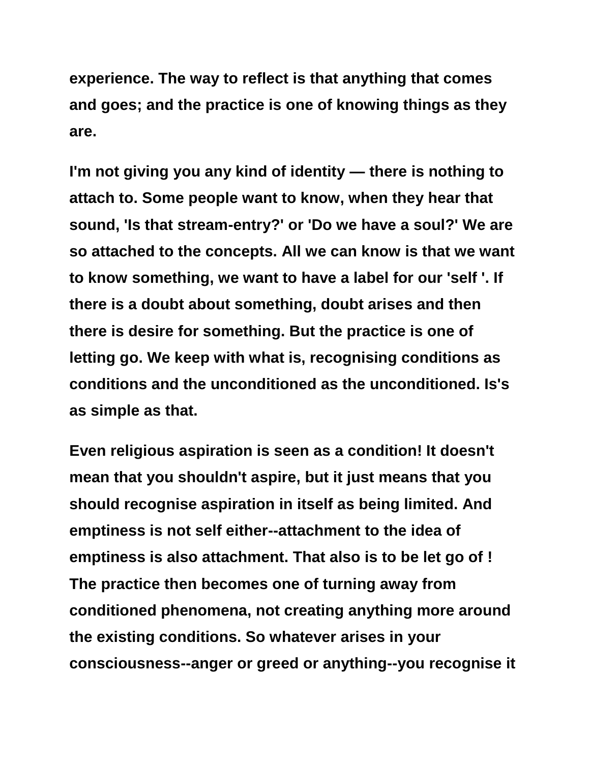**experience. The way to reflect is that anything that comes and goes; and the practice is one of knowing things as they are.**

**I'm not giving you any kind of identity — there is nothing to attach to. Some people want to know, when they hear that sound, 'Is that stream-entry?' or 'Do we have a soul?' We are so attached to the concepts. All we can know is that we want to know something, we want to have a label for our 'self '. If there is a doubt about something, doubt arises and then there is desire for something. But the practice is one of letting go. We keep with what is, recognising conditions as conditions and the unconditioned as the unconditioned. Is's as simple as that.**

**Even religious aspiration is seen as a condition! It doesn't mean that you shouldn't aspire, but it just means that you should recognise aspiration in itself as being limited. And emptiness is not self either--attachment to the idea of emptiness is also attachment. That also is to be let go of ! The practice then becomes one of turning away from conditioned phenomena, not creating anything more around the existing conditions. So whatever arises in your consciousness--anger or greed or anything--you recognise it**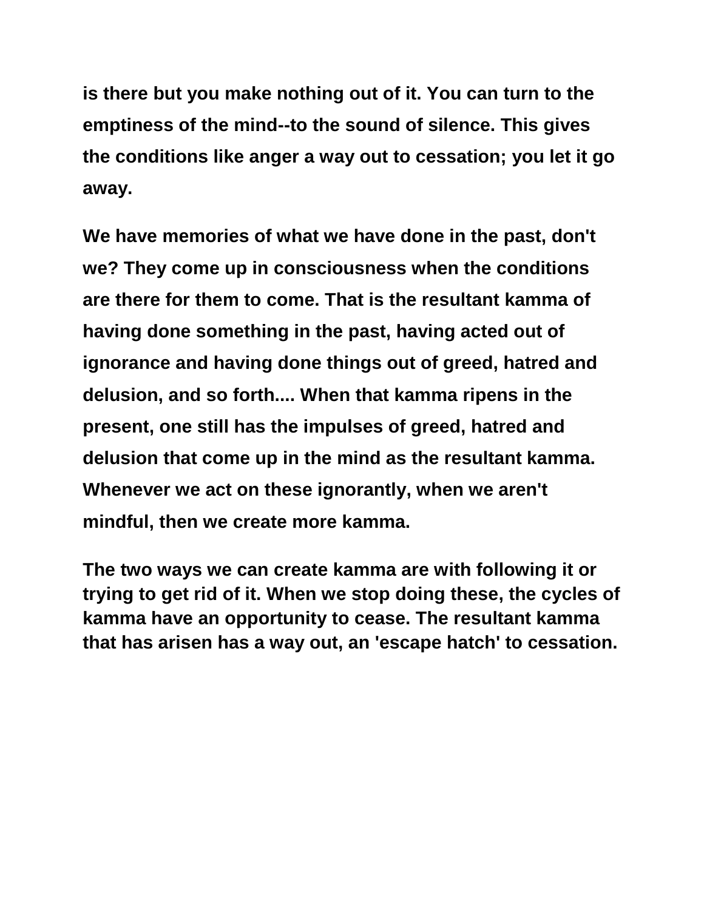is there but you make nothing out of it. You can turn to the emptiness of the mind--to the sound of silence. This gives the conditions like anger a way out to cessation; you let it go away.

We have memories of what we have done in the past, don't we? They come up in consciousness when the conditions are there for them to come. That is the resultant kamma of having done something in the past, having acted out of ignorance and having done things out of greed, hatred and delusion, and so forth.... When that kamma ripens in the present, one still has the impulses of greed, hatred and delusion that come up in the mind as the resultant kamma. Whenever we act on these ignorantly, when we aren't mindful, then we create more kamma.

The two ways we can create kamma are with following it or trying to get rid of it. When we stop doing these, the cycles of kamma have an opportunity to cease. The resultant kamma that has arisen has a way out, an 'escape hatch' to cessation.